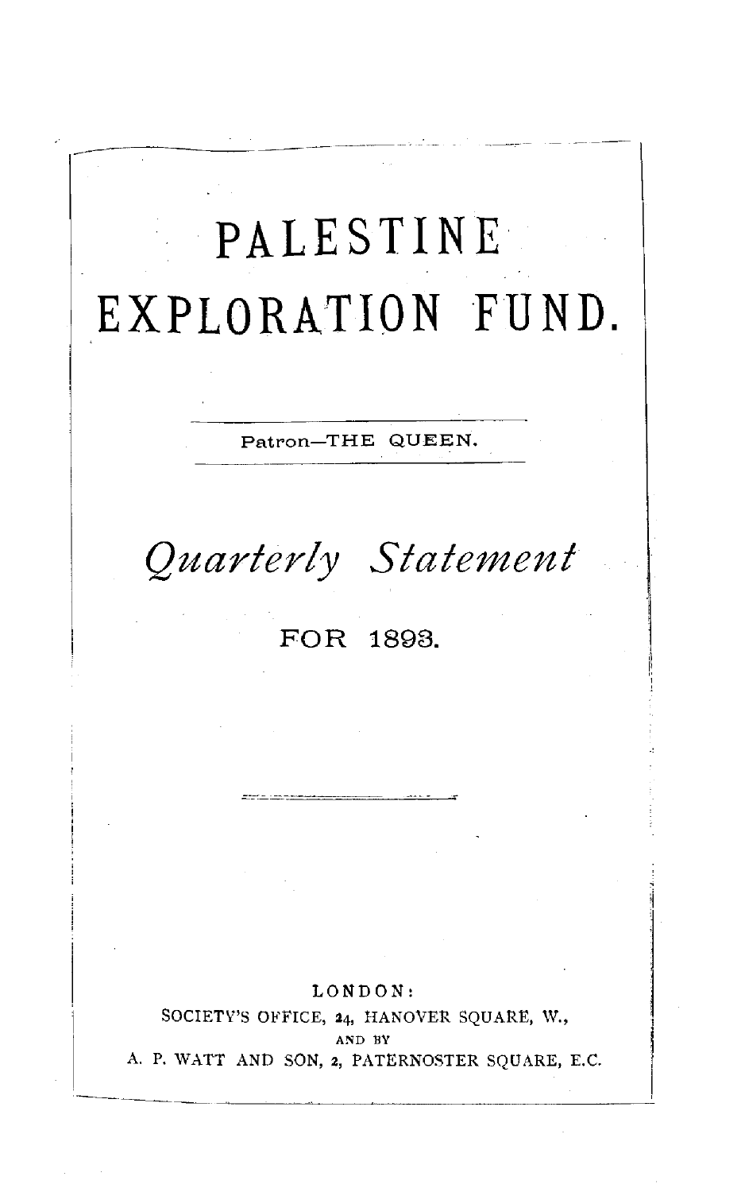# PALESTINE EXPLORATION FUND.

Patron—THE QUEEN.

## *Quarterly Statement*

FOR 1893.

LONDON:
SOCIETY'S OFFICE, 24, HANOVER SQUARE, W.,
AND BY
A. P. WATT AND SON, 2, PATERNOSTER SQUARE, E.C.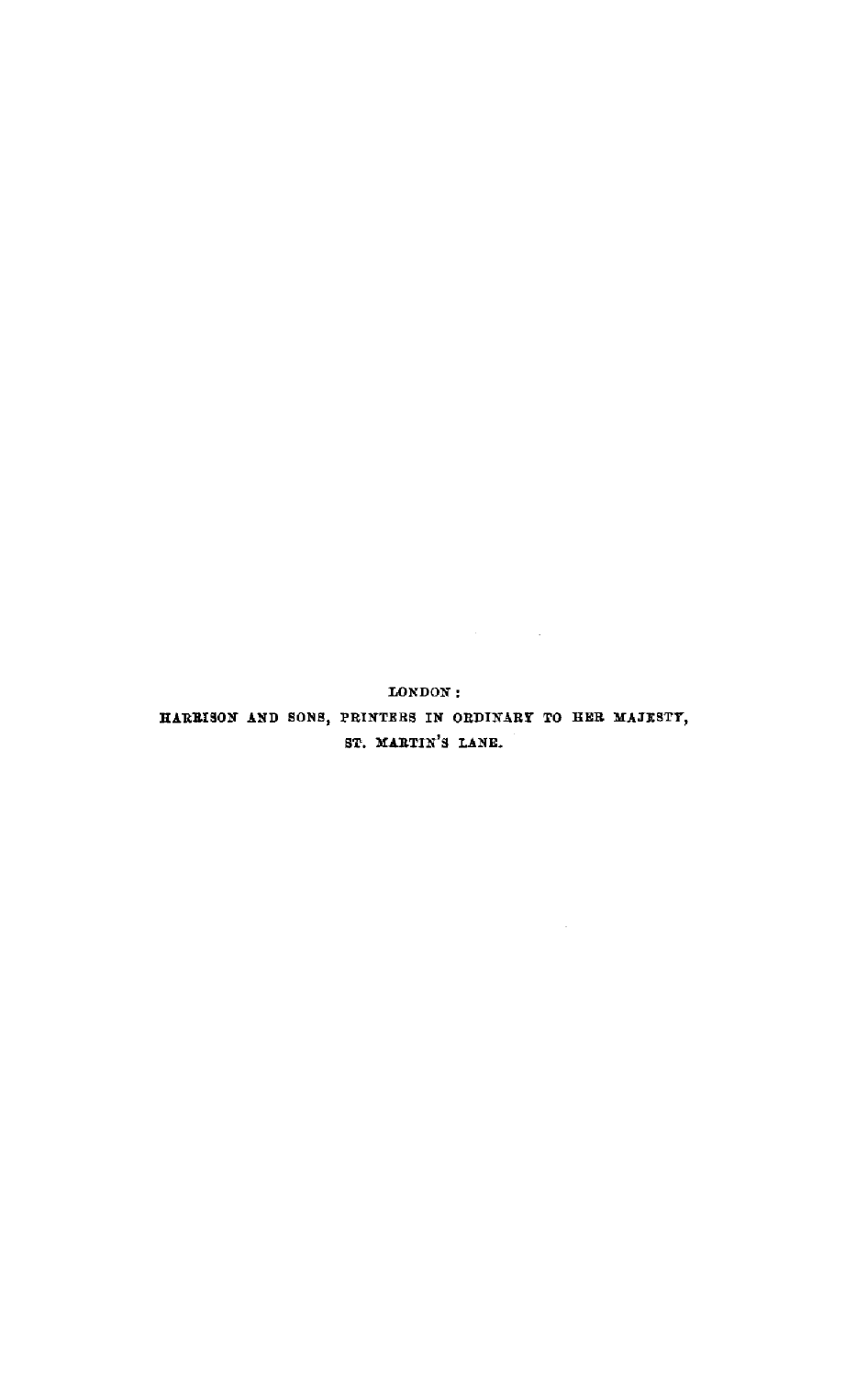LONDON:

HARRISON AND SONS, PRINTERS IN ORDINARY TO HER MAJESTY,

ST. MARTIN'S LANE.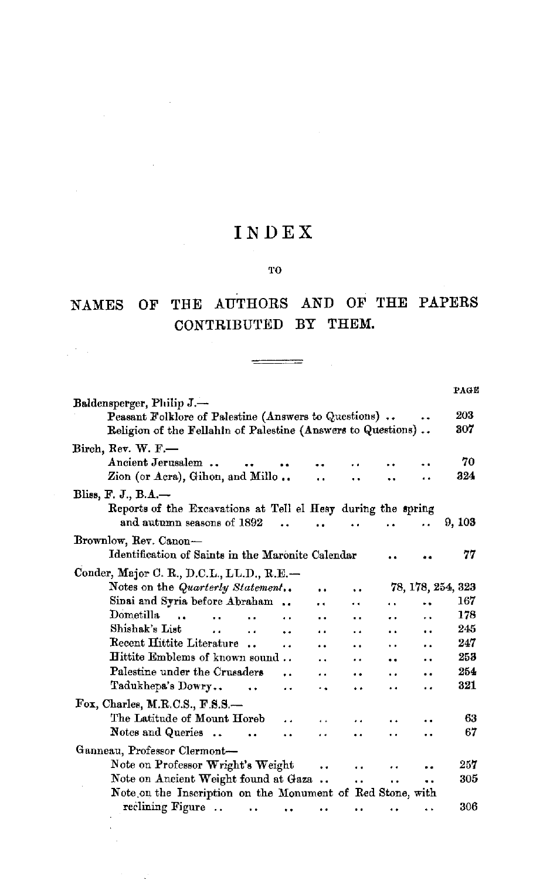# INDEX

TO

## NAMES OF THE AUTHORS AND OF THE PAPERS CONTRIBUTED BY THEM.

| | PAGE |
|---|---|
| Baldensperger, Philip J.— | |
| Peasant Folklore of Palestine (Answers to Questions) .. .. | 203 |
| Religion of the Fellahin of Palestine (Answers to Questions) .. | 307 |
| Birch, Rev. W. F.— | |
| Ancient Jerusalem .. .. .. .. .. .. .. .. | 70 |
| Zion (or Acra), Gihon, and Millo .. .. .. .. .. | 324 |
| Bliss, F. J., B.A.— | |
| Reports of the Excavations at Tell el Hesy during the spring and autumn seasons of 1892 .. .. .. .. .. | 9, 103 |
| Brownlow, Rev. Canon— | |
| Identification of Saints in the Maronite Calendar .. .. | 77 |
| Conder, Major C. R., D.C.L., LL.D., R.E.— | |
| Notes on the *Quarterly Statement* .. .. .. | 78, 178, 254, 323 |
| Sinai and Syria before Abraham .. .. .. .. .. | 167 |
| Dometilla .. .. .. .. .. .. .. .. .. | 178 |
| Shishak's List .. .. .. .. .. .. .. .. | 245 |
| Recent Hittite Literature .. .. .. .. .. .. .. | 247 |
| Hittite Emblems of known sound .. .. .. .. .. | 253 |
| Palestine under the Crusaders .. .. .. .. .. .. | 254 |
| Tadukhepa's Dowry .. .. .. .. .. .. .. | 321 |
| Fox, Charles, M.R.C.S., F.S.S.— | |
| The Latitude of Mount Horeb .. .. .. .. .. | 63 |
| Notes and Queries .. .. .. .. .. .. .. .. | 67 |
| Ganneau, Professor Clermont— | |
| Note on Professor Wright's Weight .. .. .. .. | 257 |
| Note on Ancient Weight found at Gaza .. .. .. .. | 305 |
| Note on the Inscription on the Monument of Red Stone, with reclining Figure .. .. .. .. .. .. .. .. | 306 |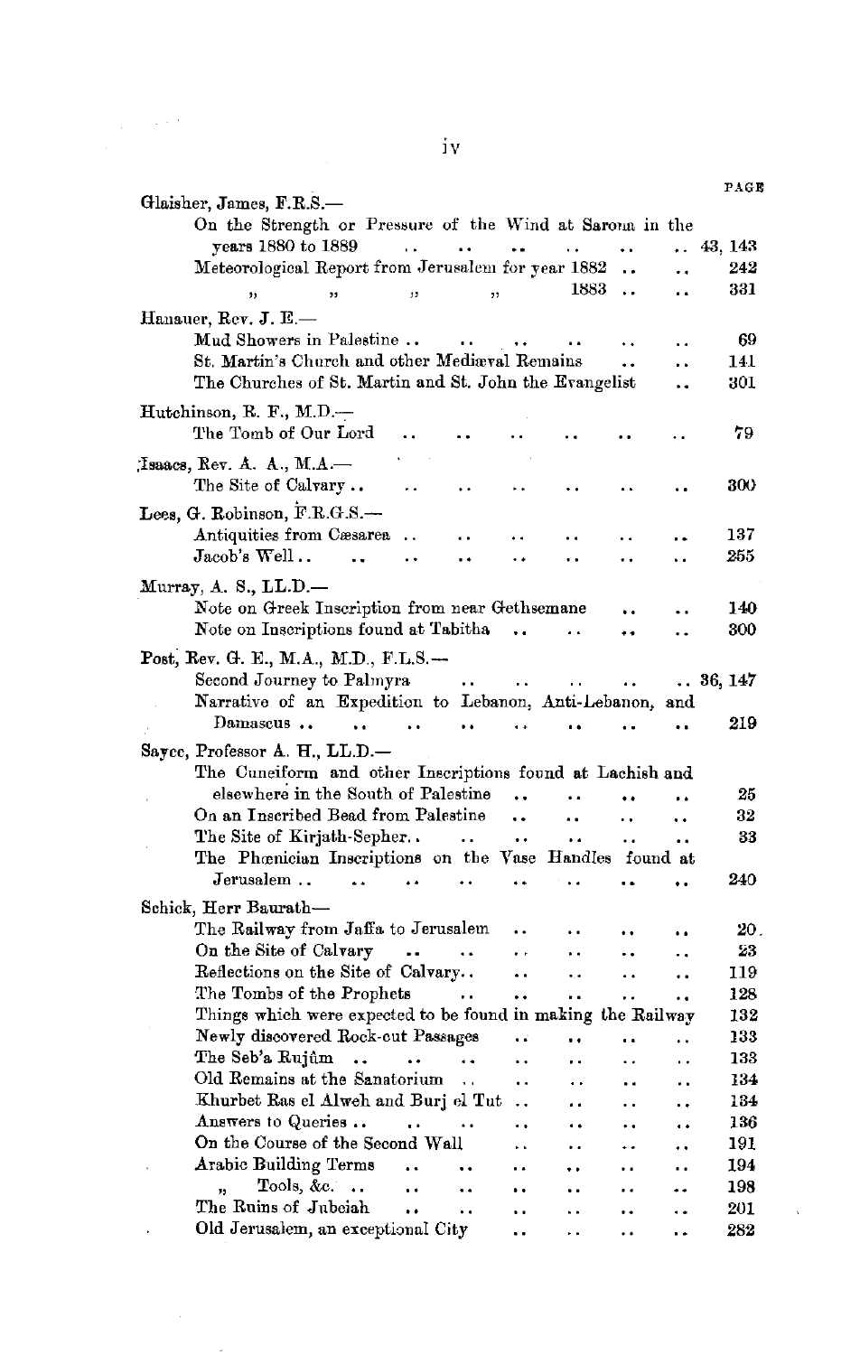| | PAGE |
|---|---|
| **Glaisher, James, F.R.S.—** | |
| On the Strength or Pressure of the Wind at Sarona in the years 1880 to 1889 | 43, 143 |
| Meteorological Report from Jerusalem for year 1882 | 242 |
| " " " " 1883 | 331 |
| **Hanauer, Rev. J. E.—** | |
| Mud Showers in Palestine | 69 |
| St. Martin's Church and other Mediæval Remains | 141 |
| The Churches of St. Martin and St. John the Evangelist | 301 |
| **Hutchinson, R. F., M.D.—** | |
| The Tomb of Our Lord | 79 |
| **Isaacs, Rev. A. A., M.A.—** | |
| The Site of Calvary | 300 |
| **Lees, G. Robinson, F.R.G.S.—** | |
| Antiquities from Cæsarea | 137 |
| Jacob's Well | 255 |
| **Murray, A. S., LL.D.—** | |
| Note on Greek Inscription from near Gethsemane | 140 |
| Note on Inscriptions found at Tabitha | 300 |
| **Post, Rev. G. E., M.A., M.D., F.L.S.—** | |
| Second Journey to Palmyra | 36, 147 |
| Narrative of an Expedition to Lebanon, Anti-Lebanon, and Damascus | 219 |
| **Sayce, Professor A. H., LL.D.—** | |
| The Cuneiform and other Inscriptions found at Lachish and elsewhere in the South of Palestine | 25 |
| On an Inscribed Bead from Palestine | 32 |
| The Site of Kirjath-Sepher | 33 |
| The Phœnician Inscriptions on the Vase Handles found at Jerusalem | 240 |
| **Schick, Herr Baurath—** | |
| The Railway from Jaffa to Jerusalem | 20 |
| On the Site of Calvary | 23 |
| Reflections on the Site of Calvary | 119 |
| The Tombs of the Prophets | 128 |
| Things which were expected to be found in making the Railway | 132 |
| Newly discovered Rock-cut Passages | 133 |
| The Seb'a Rujûm | 133 |
| Old Remains at the Sanatorium | 134 |
| Khurbet Ras el Alweh and Burj el Tut | 134 |
| Answers to Queries | 136 |
| On the Course of the Second Wall | 191 |
| Arabic Building Terms | 194 |
| " Tools, &c. | 198 |
| The Ruins of Jubeiah | 201 |
| Old Jerusalem, an exceptional City | 282 |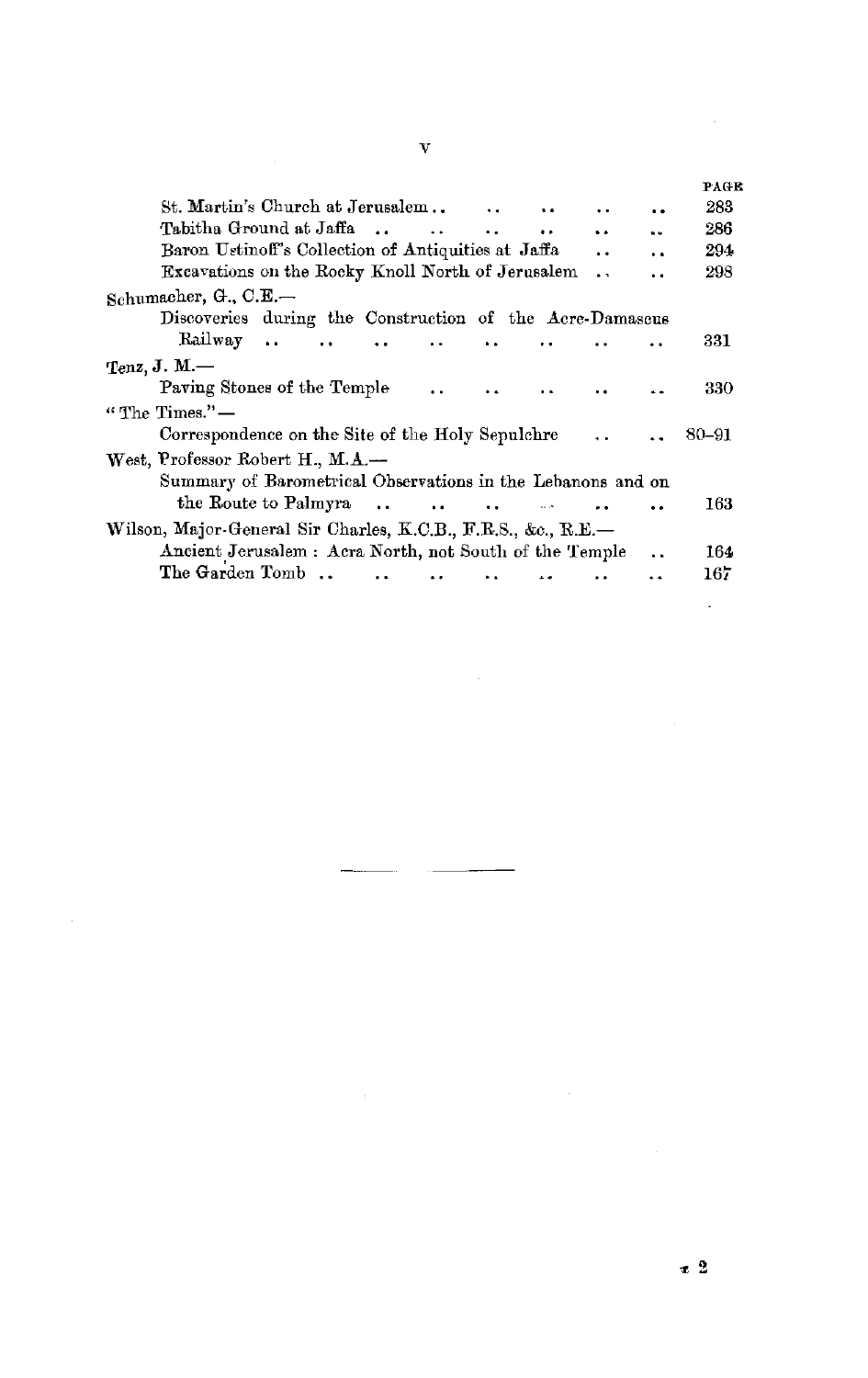| | PAGE |
|---|---|
| St. Martin's Church at Jerusalem .. | 283 |
| Tabitha Ground at Jaffa .. | 286 |
| Baron Ustinoff's Collection of Antiquities at Jaffa .. | 294 |
| Excavations on the Rocky Knoll North of Jerusalem .. | 298 |
| **Schumacher, G., C.E.—** | |
| Discoveries during the Construction of the Acre-Damascus Railway .. | 331 |
| **Tenz, J. M.—** | |
| Paving Stones of the Temple .. | 330 |
| **"The Times."—** | |
| Correspondence on the Site of the Holy Sepulchre .. | 80–91 |
| **West, Professor Robert H., M.A.—** | |
| Summary of Barometrical Observations in the Lebanons and on the Route to Palmyra .. | 163 |
| **Wilson, Major-General Sir Charles, K.C.B., F.R.S., &c., R.E.—** | |
| Ancient Jerusalem: Acra North, not South of the Temple .. | 164 |
| The Garden Tomb .. | 167 |

τ 2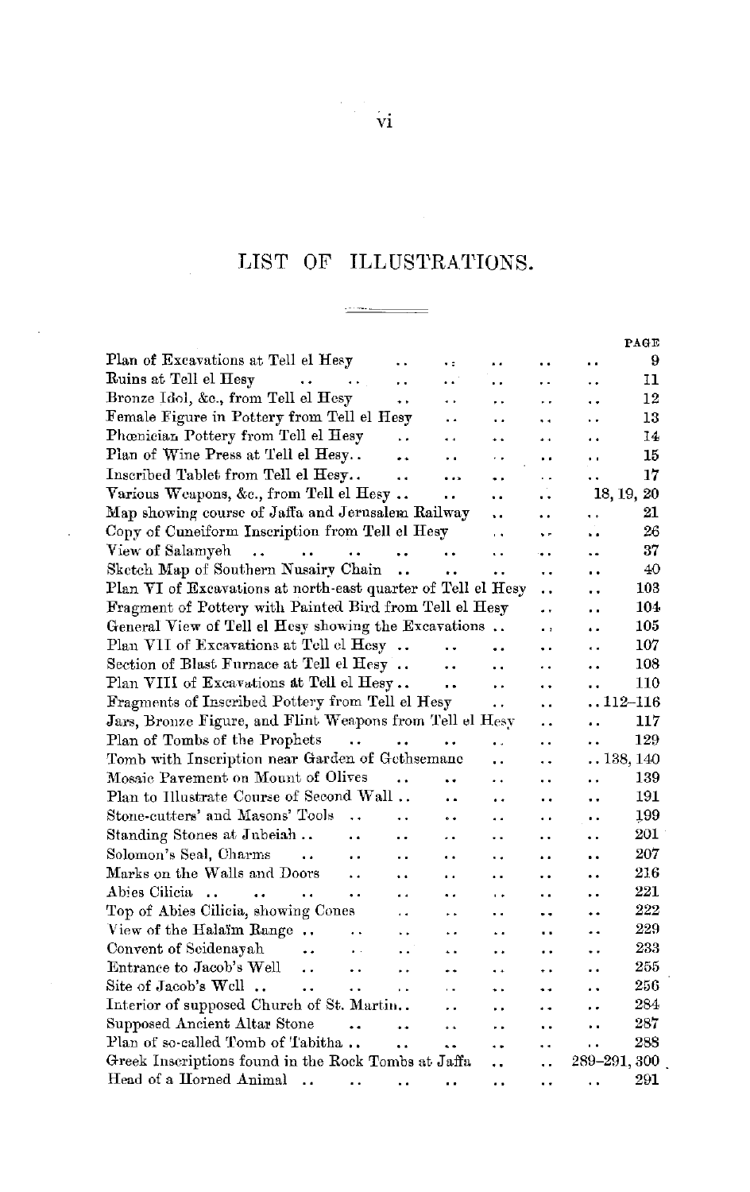# LIST OF ILLUSTRATIONS.

| | PAGE |
|---|---|
| Plan of Excavations at Tell el Hesy | 9 |
| Ruins at Tell el Hesy | 11 |
| Bronze Idol, &c., from Tell el Hesy | 12 |
| Female Figure in Pottery from Tell el Hesy | 13 |
| Phœnician Pottery from Tell el Hesy | 14 |
| Plan of Wine Press at Tell el Hesy | 15 |
| Inscribed Tablet from Tell el Hesy | 17 |
| Various Weapons, &c., from Tell el Hesy | 18, 19, 20 |
| Map showing course of Jaffa and Jerusalem Railway | 21 |
| Copy of Cuneiform Inscription from Tell el Hesy | 26 |
| View of Salamyeh | 37 |
| Sketch Map of Southern Nusairy Chain | 40 |
| Plan VI of Excavations at north-east quarter of Tell el Hesy | 103 |
| Fragment of Pottery with Painted Bird from Tell el Hesy | 104 |
| General View of Tell el Hesy showing the Excavations | 105 |
| Plan VII of Excavations at Tell el Hesy | 107 |
| Section of Blast Furnace at Tell el Hesy | 108 |
| Plan VIII of Excavations at Tell el Hesy | 110 |
| Fragments of Inscribed Pottery from Tell el Hesy | 112–116 |
| Jars, Bronze Figure, and Flint Weapons from Tell el Hesy | 117 |
| Plan of Tombs of the Prophets | 129 |
| Tomb with Inscription near Garden of Gethsemane | 138, 140 |
| Mosaic Pavement on Mount of Olives | 139 |
| Plan to Illustrate Course of Second Wall | 191 |
| Stone-cutters' and Masons' Tools | 199 |
| Standing Stones at Jubeiah | 201 |
| Solomon's Seal, Charms | 207 |
| Marks on the Walls and Doors | 216 |
| Abies Cilicia | 221 |
| Top of Abies Cilicia, showing Cones | 222 |
| View of the Halaïm Range | 229 |
| Convent of Seidenayah | 233 |
| Entrance to Jacob's Well | 255 |
| Site of Jacob's Well | 256 |
| Interior of supposed Church of St. Martin | 284 |
| Supposed Ancient Altar Stone | 287 |
| Plan of so-called Tomb of Tabitha | 288 |
| Greek Inscriptions found in the Rock Tombs at Jaffa | 289–291, 300 |
| Head of a Horned Animal | 291 |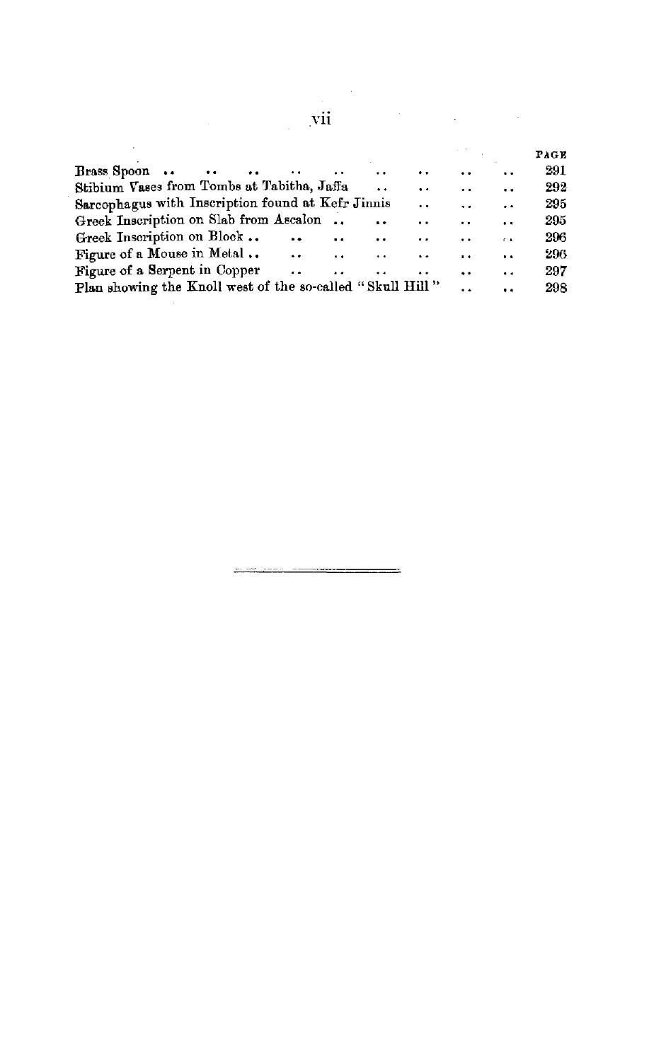| | PAGE |
|---|---|
| Brass Spoon | 291 |
| Stibium Vases from Tombs at Tabitha, Jaffa | 292 |
| Sarcophagus with Inscription found at Kefr Jinnis | 295 |
| Greek Inscription on Slab from Ascalon | 295 |
| Greek Inscription on Block | 296 |
| Figure of a Mouse in Metal | 296 |
| Figure of a Serpent in Copper | 297 |
| Plan showing the Knoll west of the so-called "Skull Hill" | 298 |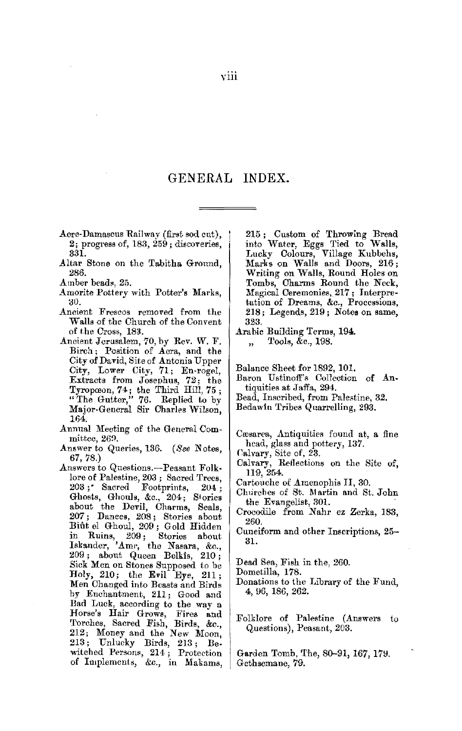# GENERAL INDEX.

Acre-Damascus Railway (first sod cut), 2; progress of, 183, 259; discoveries, 331.

Altar Stone on the Tabitha Ground, 286.

Amber beads, 25.

Amorite Pottery with Potter's Marks, 30.

Ancient Frescos removed from the Walls of the Church of the Convent of the Cross, 183.

Ancient Jerusalem, 70, by Rev. W. F. Birch; Position of Acra, and the City of David, Site of Antonia Upper City, Lower City, 71; En-rogel, Extracts from Josephus, 72; the Tyropœon, 74; the Third Hill, 75; "The Gutter," 76. Replied to by Major-General Sir Charles Wilson, 164.

Annual Meeting of the General Committee, 269.

Answer to Queries, 136. (*See* Notes, 67, 78.)

Answers to Questions.—Peasant Folklore of Palestine, 203; Sacred Trees, 203; Sacred Footprints, 204; Ghosts, Ghouls, &c., 204; Stories about the Devil, Charms, Seals, 207; Dances, 208; Stories about Biût el Ghoul, 209; Gold Hidden in Ruins, 209; Stories about Iskander, 'Amr, the Nasara, &c., 209; about Queen Belkîs, 210; Sick Men on Stones Supposed to be Holy, 210; the Evil Eye, 211; Men Changed into Beasts and Birds by Enchantment, 211; Good and Bad Luck, according to the way a Horse's Hair Grows, Fires and Torches, Sacred Fish, Birds, &c., 212; Money and the New Moon, 213; Unlucky Birds, 213; Bewitched Persons, 214; Protection of Implements, &c., in Makams, 215; Custom of Throwing Bread into Water, Eggs Tied to Walls, Lucky Colours, Village Kubbehs, Marks on Walls and Doors, 216; Writing on Walls, Round Holes on Tombs, Charms Round the Neck, Magical Ceremonies, 217; Interpretation of Dreams, &c., Processions, 218; Legends, 219; Notes on same, 323.

Arabic Building Terms, 194.
 " Tools, &c., 198.

Balance Sheet for 1892, 101.

Baron Ustinoff's Collection of Antiquities at Jaffa, 294.

Bead, Inscribed, from Palestine, 32.

Bedawin Tribes Quarrelling, 293.

Cæsarea, Antiquities found at, a fine head, glass and pottery, 137.

Calvary, Site of, 23.

Calvary, Reflections on the Site of, 119, 254.

Cartouche of Amenophis II, 30.

Churches of St. Martin and St. John the Evangelist, 301.

Crocodile from Nahr ez Zerka, 183, 260.

Cuneiform and other Inscriptions, 25–31.

Dead Sea, Fish in the, 260.

Dometilla, 178.

Donations to the Library of the Fund, 4, 96, 186, 262.

Folklore of Palestine (Answers to Questions), Peasant, 203.

Garden Tomb, The, 80–91, 167, 179.

Gethsemane, 79.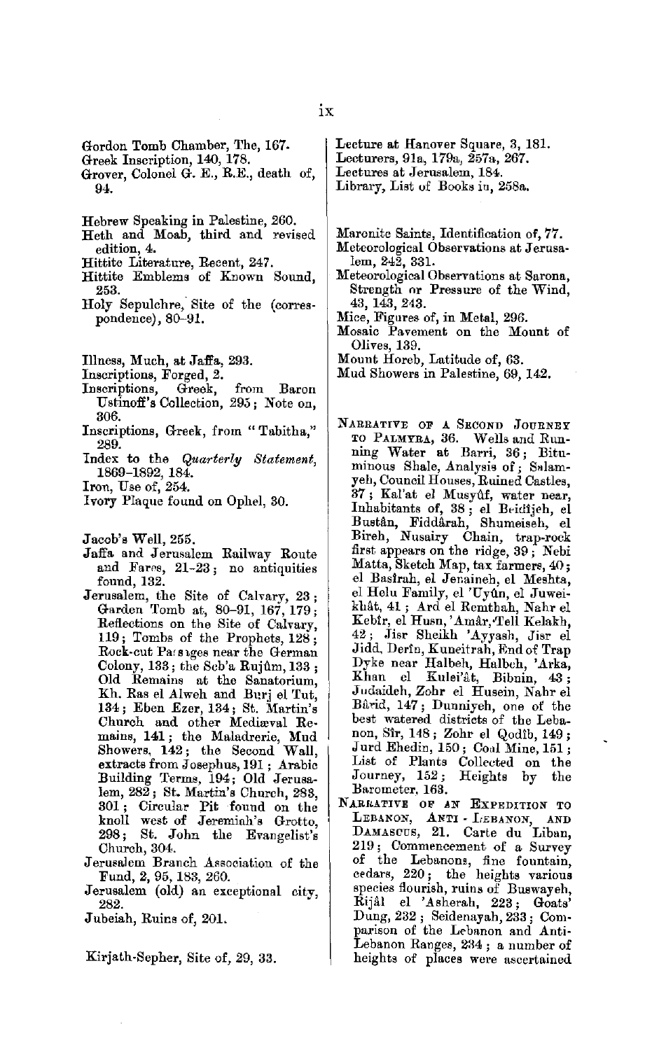Gordon Tomb Chamber, The, 167.
Greek Inscription, 140, 178.
Grover, Colonel G. E., R.E., death of, 94.

Hebrew Speaking in Palestine, 260.
Heth and Moab, third and revised edition, 4.
Hittite Literature, Recent, 247.
Hittite Emblems of Known Sound, 253.
Holy Sepulchre, Site of the (correspondence), 80–91.

Illness, Much, at Jaffa, 293.
Inscriptions, Forged, 2.
Inscriptions, Greek, from Baron Ustinoff's Collection, 295; Note on, 306.
Inscriptions, Greek, from "Tabitha," 289.
Index to the *Quarterly Statement*, 1869–1892, 184.
Iron, Use of, 254.
Ivory Plaque found on Ophel, 30.

Jacob's Well, 255.
Jaffa and Jerusalem Railway Route and Fares, 21–23; no antiquities found, 132.
Jerusalem, the Site of Calvary, 23; Garden Tomb at, 80–91, 167, 179; Reflections on the Site of Calvary, 119; Tombs of the Prophets, 128; Rock-cut Passages near the German Colony, 133; the Seb'a Rujûm, 133; Old Remains at the Sanatorium, Kh. Ras el Alweh and Burj el Tut, 134; Eben Ezer, 134; St. Martin's Church and other Mediæval Remains, 141; the Maladrerie, Mud Showers, 142; the Second Wall, extracts from Josephus, 191; Arabic Building Terms, 194; Old Jerusalem, 282; St. Martin's Church, 283, 301; Circular Pit found on the knoll west of Jeremiah's Grotto, 298; St. John the Evangelist's Church, 304.
Jerusalem Branch Association of the Fund, 2, 95, 183, 260.
Jerusalem (old) an exceptional city, 282.
Jubeiah, Ruins of, 201.

Kirjath-Sepher, Site of, 29, 33.

Lecture at Hanover Square, 3, 181.
Lecturers, 91a, 179a, 257a, 267.
Lectures at Jerusalem, 184.
Library, List of Books in, 258a.

Maronite Saints, Identification of, 77.
Meteorological Observations at Jerusalem, 242, 331.
Meteorological Observations at Sarona, Strength or Pressure of the Wind, 43, 143, 243.
Mice, Figures of, in Metal, 296.
Mosaic Pavement on the Mount of Olives, 139.
Mount Horeb, Latitude of, 63.
Mud Showers in Palestine, 69, 142.

NARRATIVE OF A SECOND JOURNEY TO PALMYRA, 36. Wells and Running Water at Barri, 36; Bituminous Shale, Analysis of; Salamyeh, Council Houses, Ruined Castles, 37; Kal'at el Musyûf, water near, Inhabitants of, 38; el Beidîjeh, el Bustân, Fiddârah, Shumeiseh, el Bireh, Nusairy Chain, trap-rock first appears on the ridge, 39; Nebi Matta, Sketch Map, tax farmers, 40; el Basîrah, el Jenaineh, el Meshta, el Helu Family, el 'Uyûn, el Juweikhât, 41; Ard el Remthah, Nahr el Kebîr, el Husn, 'Amâr, Tell Kelakh, 42; Jisr Sheikh 'Ayyash, Jisr el Jidd, Derîn, Kuneitrah, End of Trap Dyke near Halbeh, Halbeh, 'Arka, Khan el Kulei'ât, Bibnin, 43; Judaideh, Zohr el Husein, Nahr el Bârid, 147; Dunniyeh, one of the best watered districts of the Lebanon, Sîr, 148; Zohr el Qodîb, 149; Jurd Ehedin, 150; Coal Mine, 151; List of Plants Collected on the Journey, 152; Heights by the Barometer, 163.
NARRATIVE OF AN EXPEDITION TO LEBANON, ANTI-LEBANON, AND DAMASCUS, 21. Carte du Liban, 219; Commencement of a Survey of the Lebanons, fine fountain, cedars, 220; the heights various species flourish, ruins of Buswayeh, Rijâl el 'Asherah, 223; Goats' Dung, 232; Seidenayah, 233; Comparison of the Lebanon and Anti-Lebanon Ranges, 234; a number of heights of places were ascertained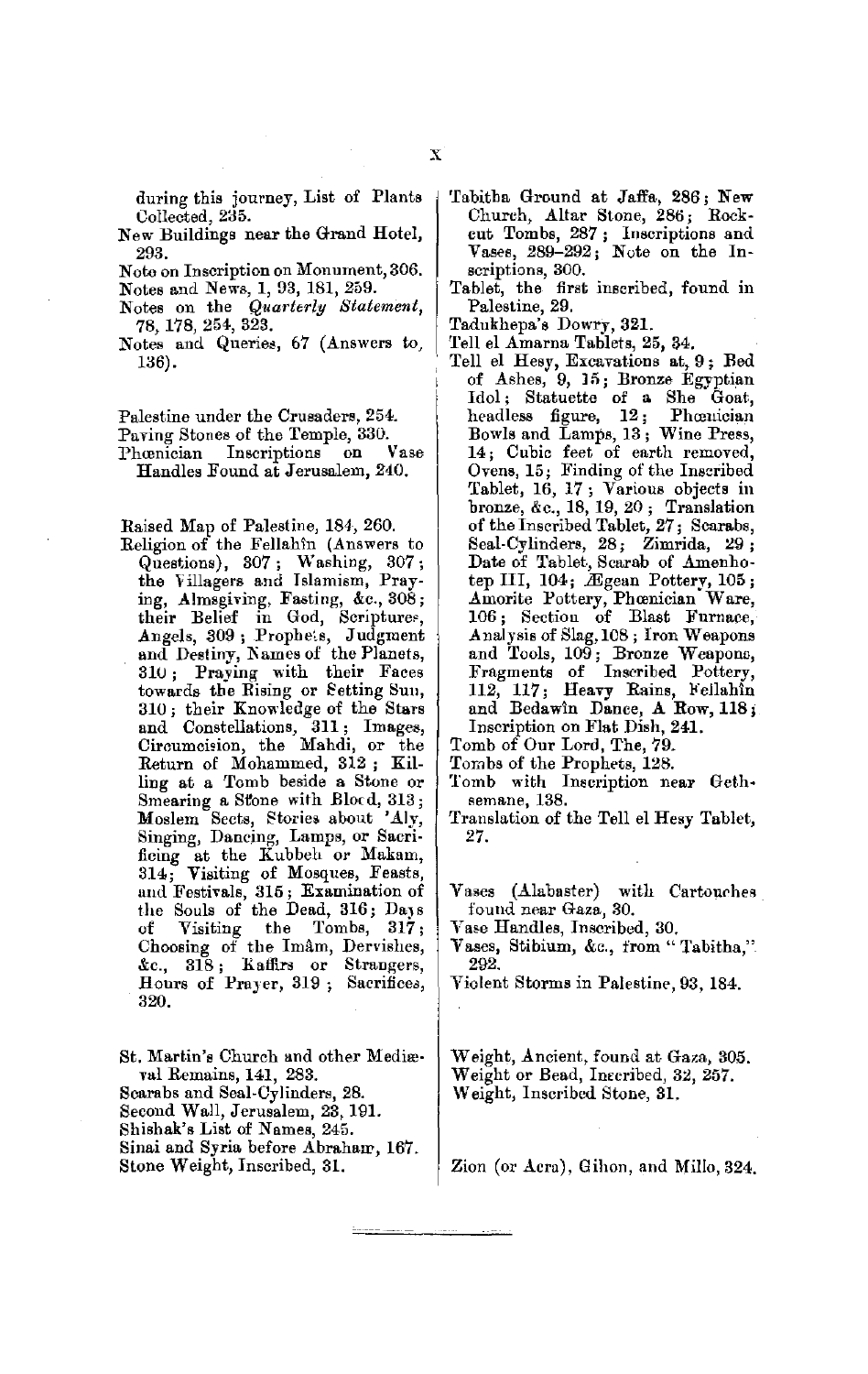during this journey, List of Plants Collected, 235.
New Buildings near the Grand Hotel, 293.
Note on Inscription on Monument, 306.
Notes and News, 1, 93, 181, 259.
Notes on the *Quarterly Statement*, 78, 178, 254, 323.
Notes and Queries, 67 (Answers to, 136).

Palestine under the Crusaders, 254.
Paving Stones of the Temple, 330.
Phœnician Inscriptions on Vase Handles Found at Jerusalem, 240.

Raised Map of Palestine, 184, 260.
Religion of the Fellahîn (Answers to Questions), 307; Washing, 307; the Villagers and Islamism, Praying, Almsgiving, Fasting, &c., 308; their Belief in God, Scriptures, Angels, 309; Prophets, Judgment and Destiny, Names of the Planets, 310; Praying with their Faces towards the Rising or Setting Sun, 310; their Knowledge of the Stars and Constellations, 311; Images, Circumcision, the Mahdi, or the Return of Mohammed, 312; Killing at a Tomb beside a Stone or Smearing a Stone with Blood, 313; Moslem Sects, Stories about 'Aly, Singing, Dancing, Lamps, or Sacrificing at the Kubbeh or Makam, 314; Visiting of Mosques, Feasts, and Festivals, 315; Examination of the Souls of the Dead, 316; Days of Visiting the Tombs, 317; Choosing of the Imâm, Dervishes, &c., 318; Kaffirs or Strangers, Hours of Prayer, 319; Sacrifices, 320.

St. Martin's Church and other Mediæval Remains, 141, 283.
Scarabs and Seal-Cylinders, 28.
Second Wall, Jerusalem, 23, 191.
Shishak's List of Names, 245.
Sinai and Syria before Abraham, 167.
Stone Weight, Inscribed, 31.

Tabitha Ground at Jaffa, 286; New Church, Altar Stone, 286; Rock-cut Tombs, 287; Inscriptions and Vases, 289–292; Note on the Inscriptions, 300.
Tablet, the first inscribed, found in Palestine, 29.
Tadukhepa's Dowry, 321.
Tell el Amarna Tablets, 25, 34.
Tell el Hesy, Excavations at, 9; Bed of Ashes, 9, 15; Bronze Egyptian Idol; Statuette of a She Goat, headless figure, 12; Phœnician Bowls and Lamps, 13; Wine Press, 14; Cubic feet of earth removed, Ovens, 15; Finding of the Inscribed Tablet, 16, 17; Various objects in bronze, &c., 18, 19, 20; Translation of the Inscribed Tablet, 27; Scarabs, Seal-Cylinders, 28; Zimrida, 29; Date of Tablet, Scarab of Amenhotep III, 104; Ægean Pottery, 105; Amorite Pottery, Phœnician Ware, 106; Section of Blast Furnace, Analysis of Slag, 108; Iron Weapons and Tools, 109; Bronze Weapons, Fragments of Inscribed Pottery, 112, 117; Heavy Rains, Fellahîn and Bedawîn Dance, A Row, 118; Inscription on Flat Dish, 241.
Tomb of Our Lord, The, 79.
Tombs of the Prophets, 128.
Tomb with Inscription near Gethsemane, 138.
Translation of the Tell el Hesy Tablet, 27.

Vases (Alabaster) with Cartouches found near Gaza, 30.
Vase Handles, Inscribed, 30.
Vases, Stibium, &c., from "Tabitha," 292.
Violent Storms in Palestine, 93, 184.

Weight, Ancient, found at Gaza, 305.
Weight or Bead, Inscribed, 32, 257.
Weight, Inscribed Stone, 31.

Zion (or Acra), Gihon, and Millo, 324.